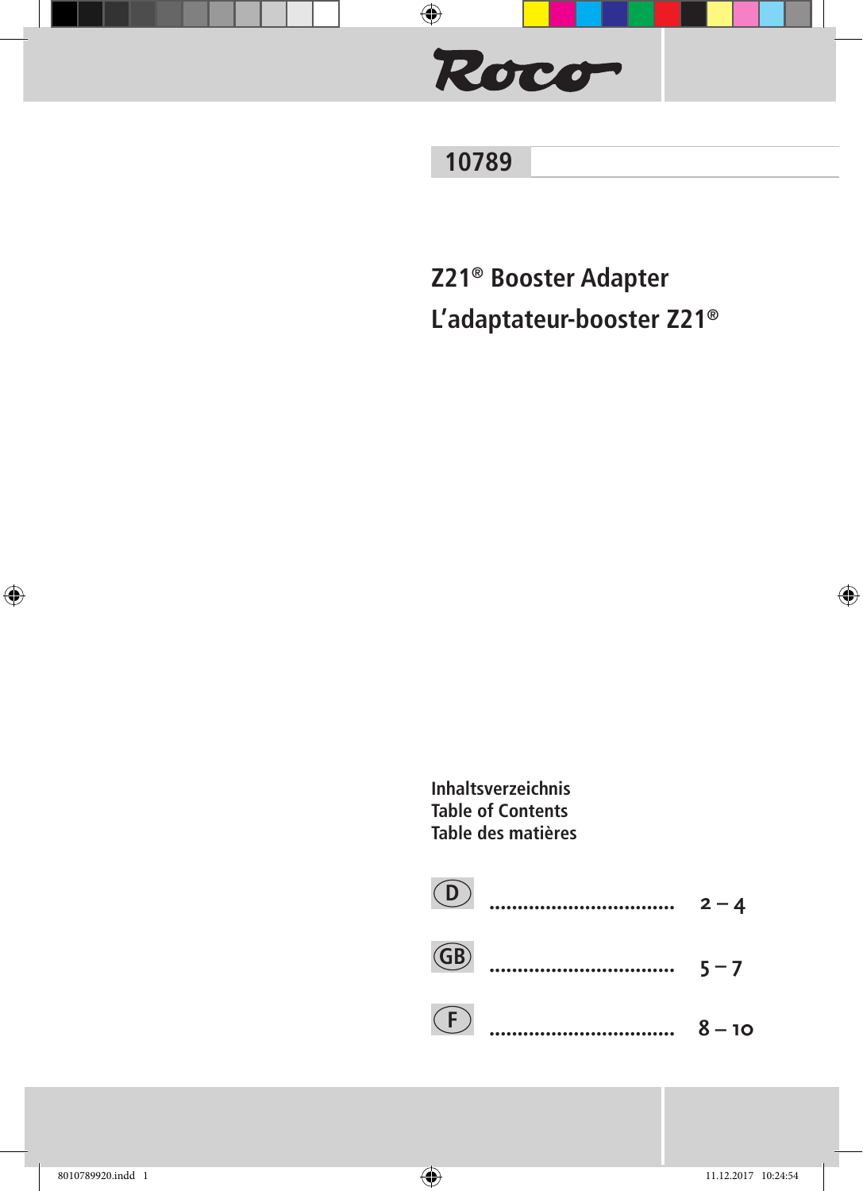Roco

# 10789

## Z21® Booster Adapter
## L'adaptateur-booster Z21®

**Inhaltsverzeichnis**
**Table of Contents**
**Table des matières**

| | | |
|---|---|---|
| D | ................................. | 2 – 4 |
| GB | ................................. | 5 – 7 |
| F | ................................. | 8 – 10 |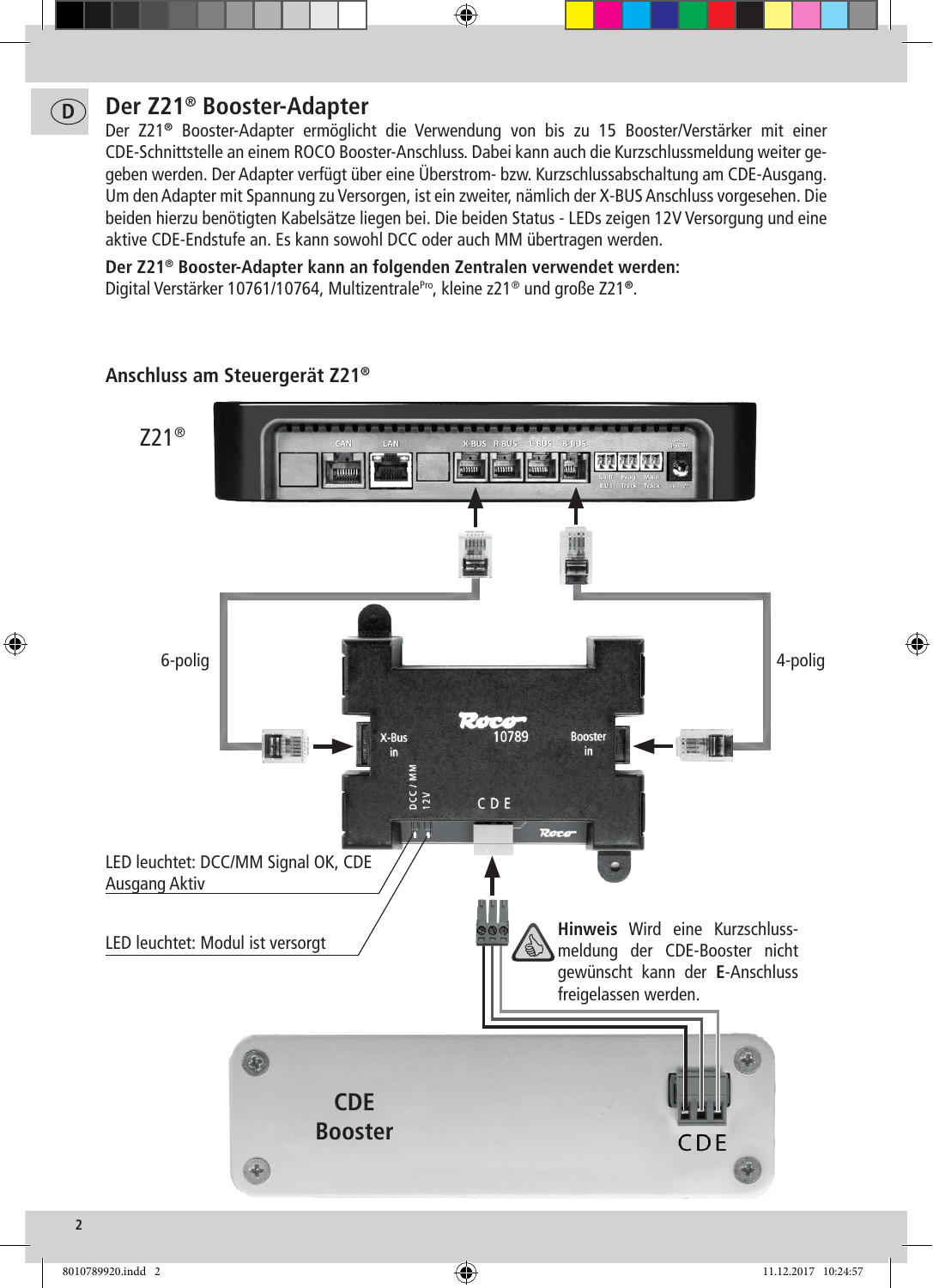D

# Der Z21® Booster-Adapter

Der Z21® Booster-Adapter ermöglicht die Verwendung von bis zu 15 Booster/Verstärker mit einer CDE-Schnittstelle an einem ROCO Booster-Anschluss. Dabei kann auch die Kurzschlussmeldung weiter gegeben werden. Der Adapter verfügt über eine Überstrom- bzw. Kurzschlussabschaltung am CDE-Ausgang. Um den Adapter mit Spannung zu Versorgen, ist ein zweiter, nämlich der X-BUS Anschluss vorgesehen. Die beiden hierzu benötigten Kabelsätze liegen bei. Die beiden Status - LEDs zeigen 12V Versorgung und eine aktive CDE-Endstufe an. Es kann sowohl DCC oder auch MM übertragen werden.

**Der Z21® Booster-Adapter kann an folgenden Zentralen verwendet werden:**
Digital Verstärker 10761/10764, Multizentrale[Pro], kleine z21® und große Z21®.

## Anschluss am Steuergerät Z21®

Z21®

CAN LAN X BUS R BUS L BUS B BUS

6-polig

4-polig

X-Bus in

Roco 10789

Booster in

DCC / MM 12 V

C D E

LED leuchtet: DCC/MM Signal OK, CDE Ausgang Aktiv

LED leuchtet: Modul ist versorgt

**Hinweis** Wird eine Kurzschluss-meldung der CDE-Booster nicht gewünscht kann der **E**-Anschluss freigelassen werden.

CDE Booster

CDE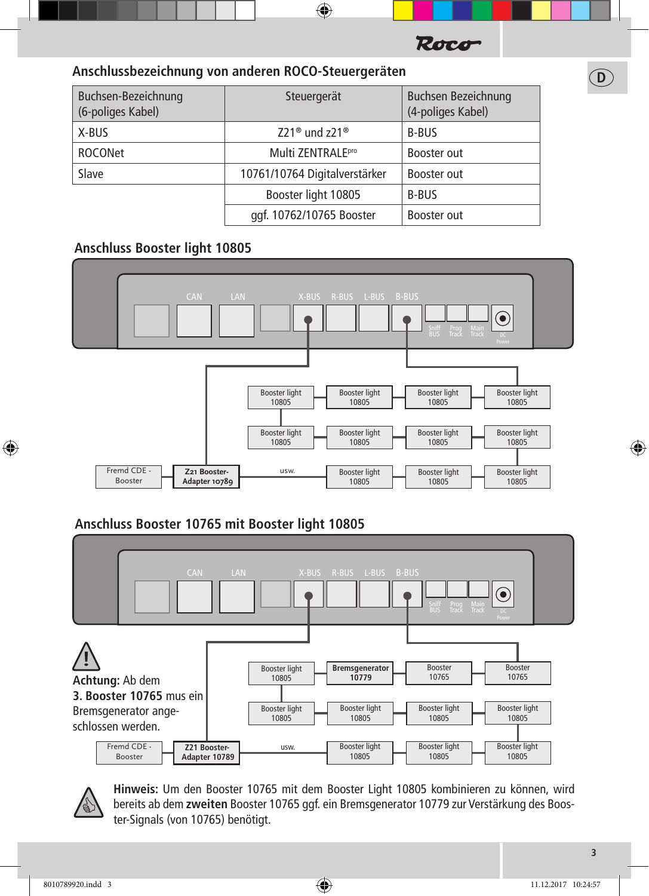## Anschlussbezeichnung von anderen ROCO-Steuergeräten

| Buchsen-Bezeichnung (6-poliges Kabel) | Steuergerät | Buchsen Bezeichnung (4-poliges Kabel) |
|---|---|---|
| X-BUS | Z21® und z21® | B-BUS |
| ROCONet | Multi ZENTRALEpro | Booster out |
| Slave | 10761/10764 Digitalverstärker | Booster out |
| | Booster light 10805 | B-BUS |
| | ggf. 10762/10765 Booster | Booster out |

## Anschluss Booster light 10805

CAN LAN X-BUS R-BUS L-BUS B-BUS Sniff BUS Prog Track Main Track DC Power

Booster light 10805 | Booster light 10805 | Booster light 10805 | Booster light 10805

Booster light 10805 | Booster light 10805 | Booster light 10805 | Booster light 10805

Fremd CDE - Booster | Z21 Booster-Adapter 10789 | usw. | Booster light 10805 | Booster light 10805 | Booster light 10805

## Anschluss Booster 10765 mit Booster light 10805

CAN LAN X-BUS R-BUS L-BUS B-BUS Sniff BUS Prog Track Main Track DC Power

**Achtung:** Ab dem **3. Booster 10765** mus ein Bremsgenerator angeschlossen werden.

Booster light 10805 | **Bremsgenerator 10779** | Booster 10765 | Booster 10765

Booster light 10805 | Booster light 10805 | Booster light 10805 | Booster light 10805

Fremd CDE - Booster | Z21 Booster-Adapter 10789 | usw. | Booster light 10805 | Booster light 10805 | Booster light 10805

**Hinweis:** Um den Booster 10765 mit dem Booster Light 10805 kombinieren zu können, wird bereits ab dem **zweiten** Booster 10765 ggf. ein Bremsgenerator 10779 zur Verstärkung des Booster-Signals (von 10765) benötigt.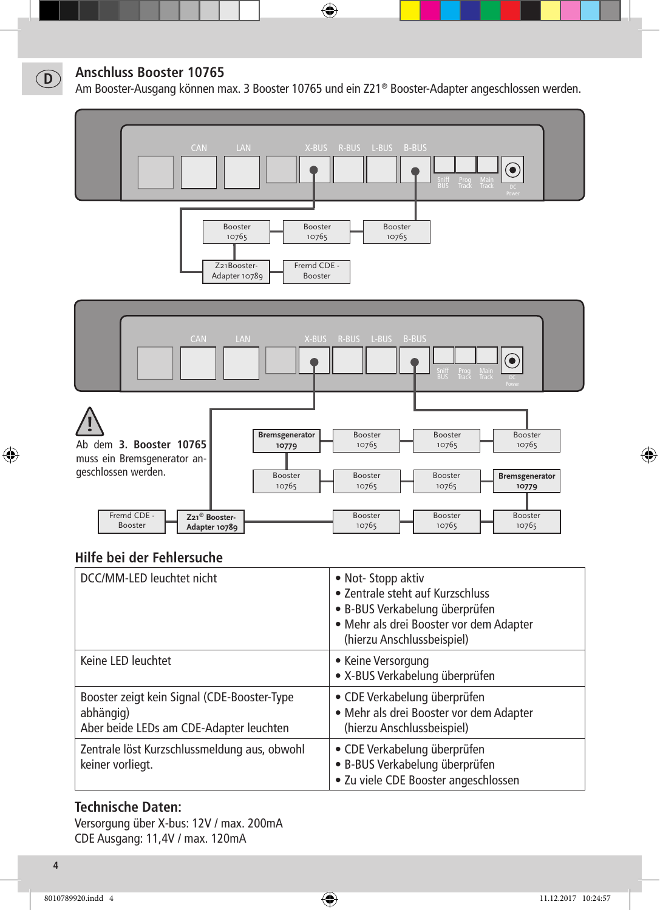## Anschluss Booster 10765

Am Booster-Ausgang können max. 3 Booster 10765 und ein Z21® Booster-Adapter angeschlossen werden.

CAN LAN X-BUS R-BUS L-BUS B-BUS Sniff BUS Prog Track Main Track DC Power

Booster 10765 | Booster 10765 | Booster 10765

Z21Booster-Adapter 10789 | Fremd CDE - Booster

CAN LAN X-BUS R-BUS L-BUS B-BUS Sniff BUS Prog Track Main Track DC Power

Ab dem **3. Booster 10765** muss ein Bremsgenerator angeschlossen werden.

**Bremsgenerator 10779** | Booster 10765 | Booster 10765 | Booster 10765

Booster 10765 | Booster 10765 | Booster 10765 | **Bremsgenerator 10779**

Fremd CDE - Booster | **Z21® Booster-Adapter 10789** | Booster 10765 | Booster 10765 | Booster 10765

## Hilfe bei der Fehlersuche

| | |
|---|---|
| DCC/MM-LED leuchtet nicht | • Not- Stopp aktiv<br>• Zentrale steht auf Kurzschluss<br>• B-BUS Verkabelung überprüfen<br>• Mehr als drei Booster vor dem Adapter (hierzu Anschlussbeispiel) |
| Keine LED leuchtet | • Keine Versorgung<br>• X-BUS Verkabelung überprüfen |
| Booster zeigt kein Signal (CDE-Booster-Type abhängig)<br>Aber beide LEDs am CDE-Adapter leuchten | • CDE Verkabelung überprüfen<br>• Mehr als drei Booster vor dem Adapter (hierzu Anschlussbeispiel) |
| Zentrale löst Kurzschlussmeldung aus, obwohl keiner vorliegt. | • CDE Verkabelung überprüfen<br>• B-BUS Verkabelung überprüfen<br>• Zu viele CDE Booster angeschlossen |

## Technische Daten:

Versorgung über X-bus: 12V / max. 200mA
CDE Ausgang: 11,4V / max. 120mA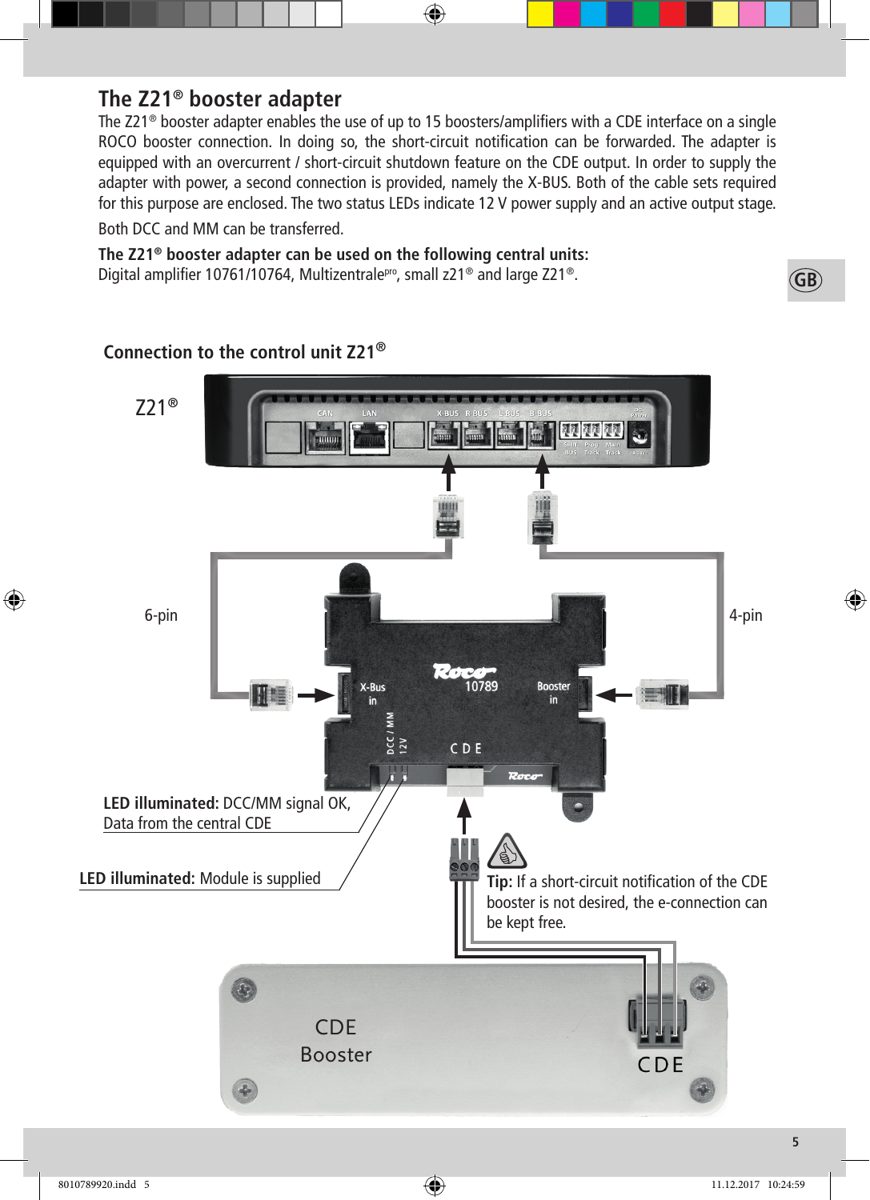## The Z21® booster adapter

The Z21® booster adapter enables the use of up to 15 boosters/amplifiers with a CDE interface on a single ROCO booster connection. In doing so, the short-circuit notification can be forwarded. The adapter is equipped with an overcurrent / short-circuit shutdown feature on the CDE output. In order to supply the adapter with power, a second connection is provided, namely the X-BUS. Both of the cable sets required for this purpose are enclosed. The two status LEDs indicate 12 V power supply and an active output stage.

Both DCC and MM can be transferred.

**The Z21® booster adapter can be used on the following central units:**
Digital amplifier 10761/10764, Multizentrale[pro], small z21® and large Z21®.

### Connection to the control unit Z21®

Z21®

6-pin

4-pin

X-Bus in

Booster in

10789

CDE

DCC / MM

12V

**LED illuminated:** DCC/MM signal OK, Data from the central CDE

**LED illuminated:** Module is supplied

**Tip:** If a short-circuit notification of the CDE booster is not desired, the e-connection can be kept free.

CDE Booster

CDE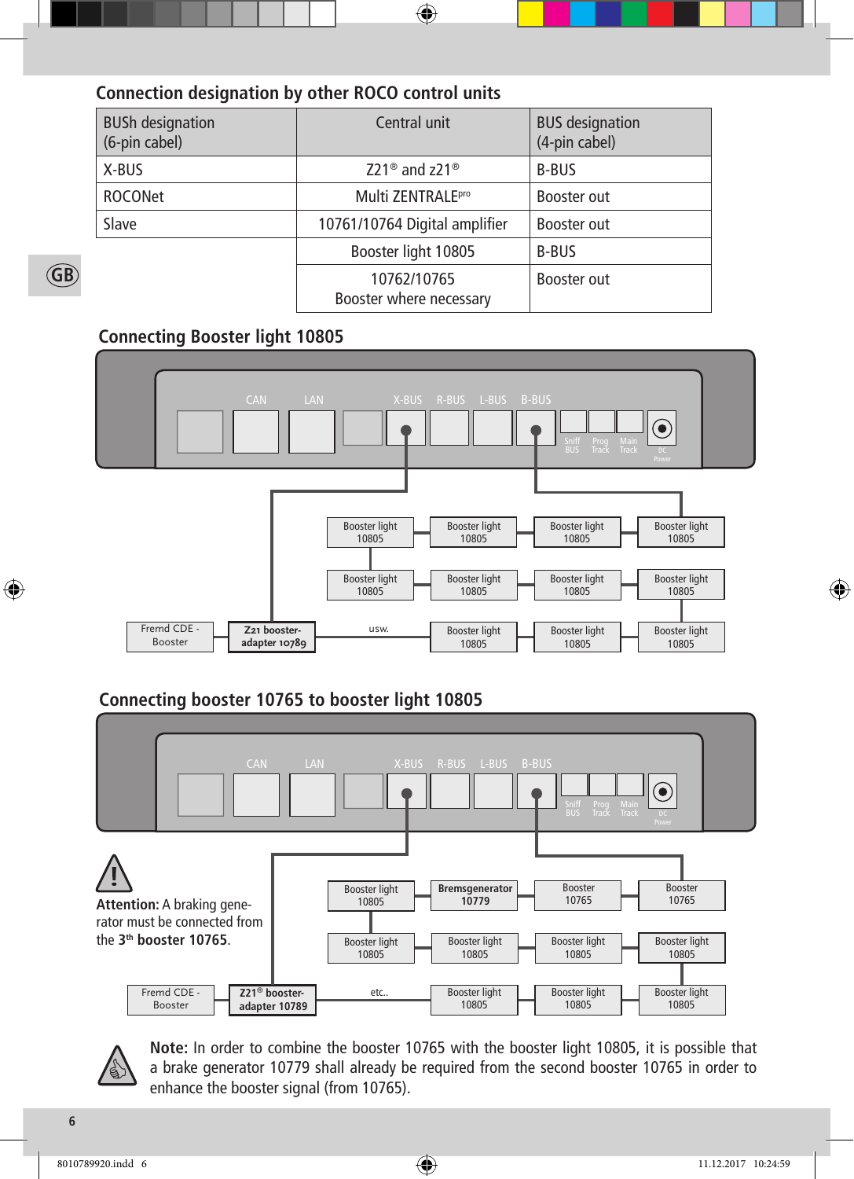## Connection designation by other ROCO control units

| BUSh designation (6-pin cabel) | Central unit | BUS designation (4-pin cabel) |
|---|---|---|
| X-BUS | Z21® and z21® | B-BUS |
| ROCONet | Multi ZENTRALEpro | Booster out |
| Slave | 10761/10764 Digital amplifier | Booster out |
| | Booster light 10805 | B-BUS |
| | 10762/10765 Booster where necessary | Booster out |

## Connecting Booster light 10805

CAN LAN X-BUS R-BUS L-BUS B-BUS Sniff BUS Prog Track Main Track DC Power

Booster light 10805 Booster light 10805 Booster light 10805 Booster light 10805

Booster light 10805 Booster light 10805 Booster light 10805 Booster light 10805

Fremd CDE - Booster Z21 booster-adapter 10789 usw. Booster light 10805 Booster light 10805 Booster light 10805

## Connecting booster 10765 to booster light 10805

CAN LAN X-BUS R-BUS L-BUS B-BUS Sniff BUS Prog Track Main Track DC Power

Booster light 10805 **Bremsgenerator 10779** Booster 10765 Booster 10765

Booster light 10805 Booster light 10805 Booster light 10805 Booster light 10805

Fremd CDE - Booster Z21® booster-adapter 10789 etc.. Booster light 10805 Booster light 10805 Booster light 10805

**Attention:** A braking generator must be connected from the 3th **booster 10765**.

**Note:** In order to combine the booster 10765 with the booster light 10805, it is possible that a brake generator 10779 shall already be required from the second booster 10765 in order to enhance the booster signal (from 10765).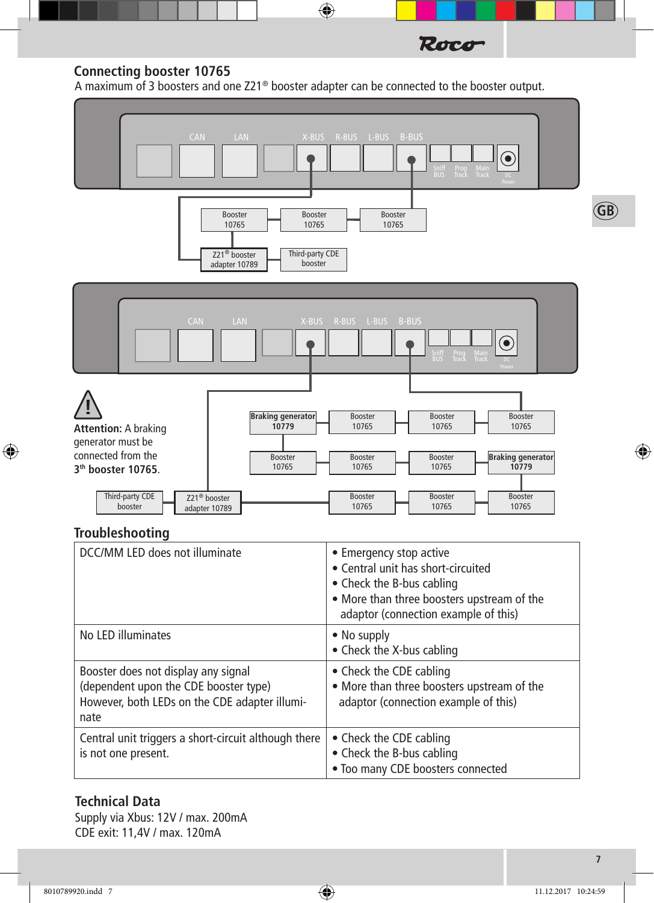## Connecting booster 10765

A maximum of 3 boosters and one Z21® booster adapter can be connected to the booster output.

CAN LAN X-BUS R-BUS L-BUS B-BUS Sniff BUS Prog Track Main Track DC Power

Booster 10765 | Booster 10765 | Booster 10765

Z21® booster adapter 10789 | Third-party CDE booster

CAN LAN X-BUS R-BUS L-BUS B-BUS Sniff BUS Prog Track Main Track DC Power

**Attention:** A braking generator must be connected from the 3th **booster 10765**.

**Braking generator 10779** | Booster 10765 | Booster 10765 | Booster 10765

Booster 10765 | Booster 10765 | Booster 10765 | **Braking generator 10779**

Third-party CDE booster | Z21® booster adapter 10789 | Booster 10765 | Booster 10765 | Booster 10765

## Troubleshooting

| | |
|---|---|
| DCC/MM LED does not illuminate | • Emergency stop active<br>• Central unit has short-circuited<br>• Check the B-bus cabling<br>• More than three boosters upstream of the adaptor (connection example of this) |
| No LED illuminates | • No supply<br>• Check the X-bus cabling |
| Booster does not display any signal (dependent upon the CDE booster type) However, both LEDs on the CDE adapter illuminate | • Check the CDE cabling<br>• More than three boosters upstream of the adaptor (connection example of this) |
| Central unit triggers a short-circuit although there is not one present. | • Check the CDE cabling<br>• Check the B-bus cabling<br>• Too many CDE boosters connected |

## Technical Data

Supply via Xbus: 12V / max. 200mA
CDE exit: 11,4V / max. 120mA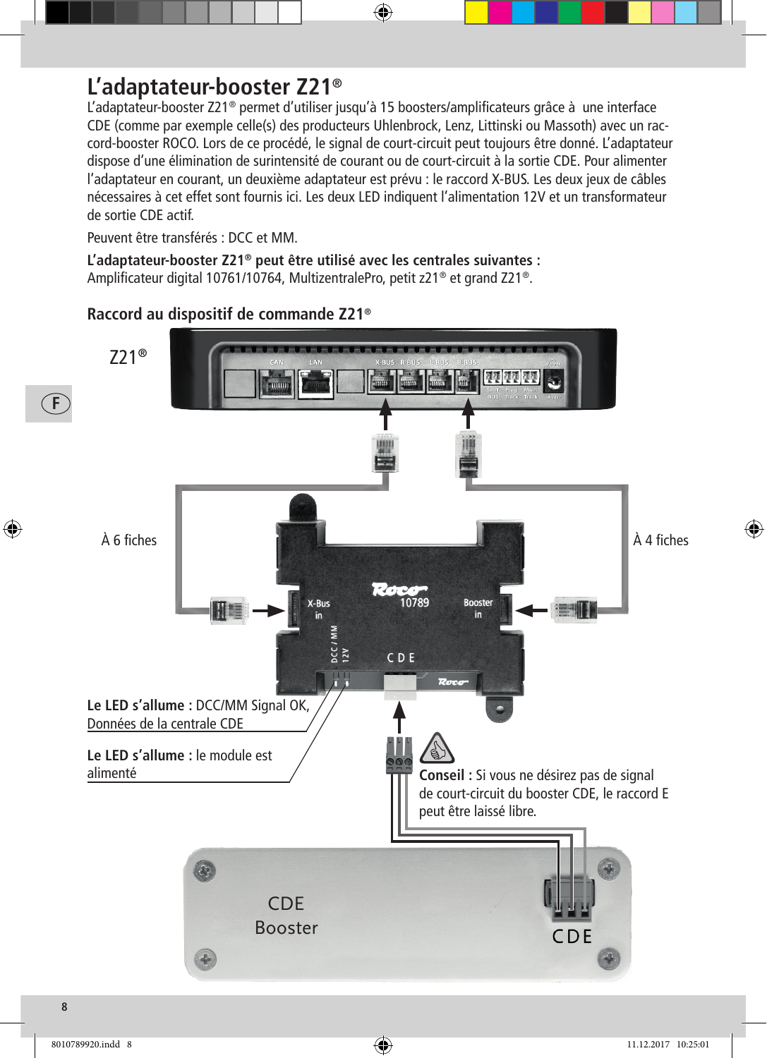# L'adaptateur-booster Z21®

L'adaptateur-booster Z21® permet d'utiliser jusqu'à 15 boosters/amplificateurs grâce à une interface CDE (comme par exemple celle(s) des producteurs Uhlenbrock, Lenz, Littinski ou Massoth) avec un raccord-booster ROCO. Lors de ce procédé, le signal de court-circuit peut toujours être donné. L'adaptateur dispose d'une élimination de surintensité de courant ou de court-circuit à la sortie CDE. Pour alimenter l'adaptateur en courant, un deuxième adaptateur est prévu : le raccord X-BUS. Les deux jeux de câbles nécessaires à cet effet sont fournis ici. Les deux LED indiquent l'alimentation 12V et un transformateur de sortie CDE actif.

Peuvent être transférés : DCC et MM.

**L'adaptateur-booster Z21® peut être utilisé avec les centrales suivantes :**
Amplificateur digital 10761/10764, MultizentralePro, petit z21® et grand Z21®.

## Raccord au dispositif de commande Z21®

Z21®

À 6 fiches

À 4 fiches

**Le LED s'allume :** DCC/MM Signal OK, Données de la centrale CDE

**Le LED s'allume :** le module est alimenté

**Conseil :** Si vous ne désirez pas de signal de court-circuit du booster CDE, le raccord E peut être laissé libre.

CDE Booster

CDE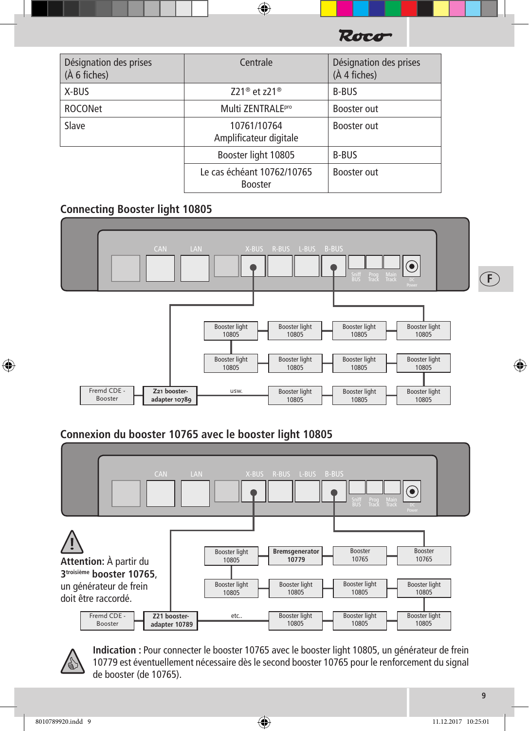| Désignation des prises (À 6 fiches) | Centrale | Désignation des prises (À 4 fiches) |
|---|---|---|
| X-BUS | Z21® et z21® | B-BUS |
| ROCONet | Multi ZENTRALEpro | Booster out |
| Slave | 10761/10764 Amplificateur digitale | Booster out |
| | Booster light 10805 | B-BUS |
| | Le cas échéant 10762/10765 Booster | Booster out |

## Connecting Booster light 10805

CAN LAN X-BUS R-BUS L-BUS B-BUS Sniff BUS Prog Track Main Track DC Power

Booster light 10805 | Booster light 10805 | Booster light 10805 | Booster light 10805

Booster light 10805 | Booster light 10805 | Booster light 10805 | Booster light 10805

Fremd CDE - Booster | Z21 booster-adapter 10789 | usw. | Booster light 10805 | Booster light 10805 | Booster light 10805

## Connexion du booster 10765 avec le booster light 10805

CAN LAN X-BUS R-BUS L-BUS B-BUS Sniff BUS Prog Track Main Track DC Power

Booster light 10805 | **Bremsgenerator 10779** | Booster 10765 | Booster 10765

Booster light 10805 | Booster light 10805 | Booster light 10805 | Booster light 10805

Fremd CDE - Booster | Z21 booster-adapter 10789 | etc.. | Booster light 10805 | Booster light 10805 | Booster light 10805

**Attention:** À partir du 3troisième **booster 10765**, un générateur de frein doit être raccordé.

**Indication :** Pour connecter le booster 10765 avec le booster light 10805, un générateur de frein 10779 est éventuellement nécessaire dès le second booster 10765 pour le renforcement du signal de booster (de 10765).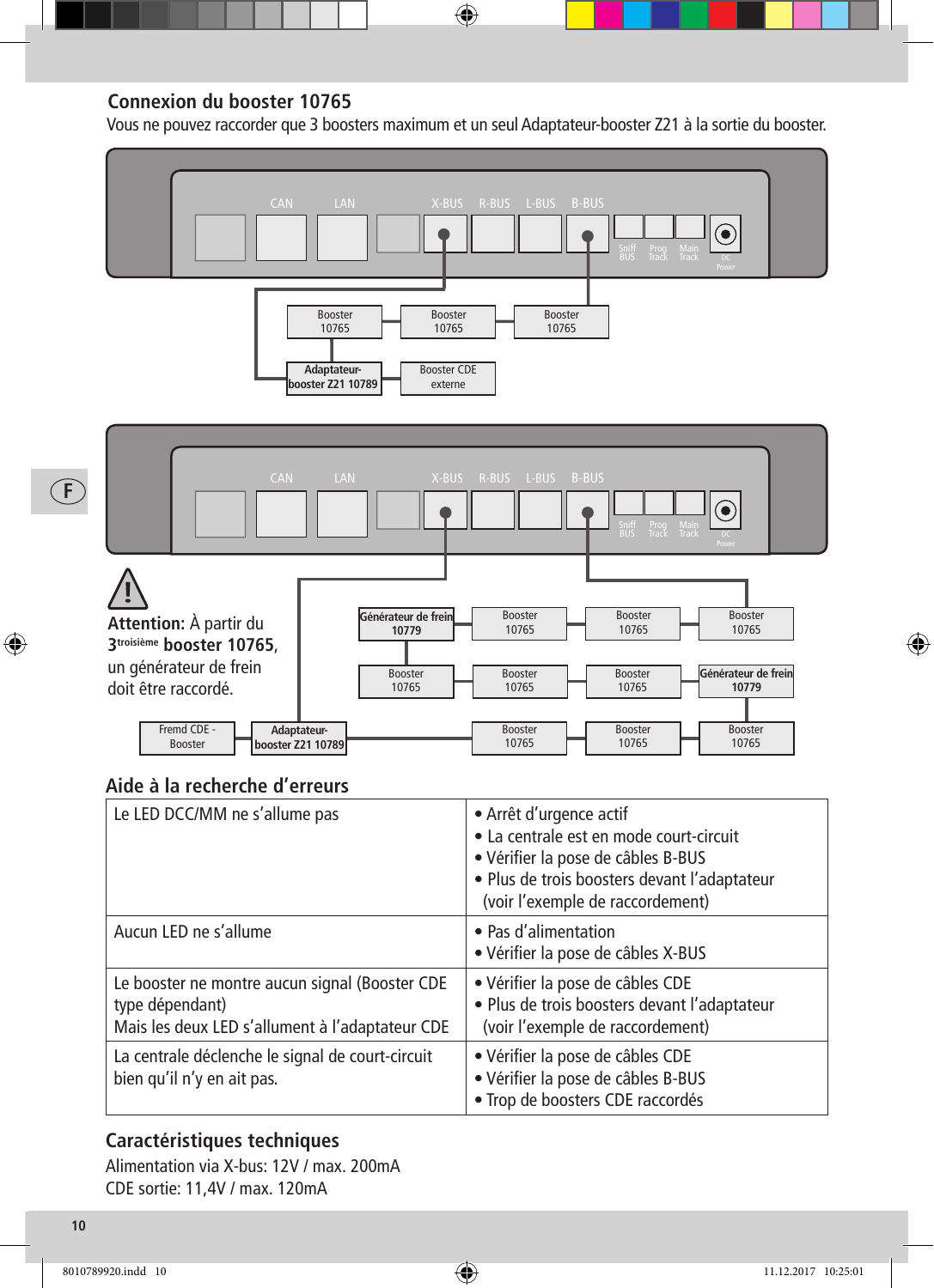## Connexion du booster 10765

Vous ne pouvez raccorder que 3 boosters maximum et un seul Adaptateur-booster Z21 à la sortie du booster.

CAN LAN X-BUS R-BUS L-BUS B-BUS Sniff BUS Prog Track Main Track DC Power

Booster 10765 | Booster 10765 | Booster 10765

Adaptateur-booster Z21 10789 | Booster CDE externe

CAN LAN X-BUS R-BUS L-BUS B-BUS Sniff BUS Prog Track Main Track DC Power

**Attention:** À partir du 3[troisième] **booster 10765**, un générateur de frein doit être raccordé.

Générateur de frein 10779 | Booster 10765 | Booster 10765 | Booster 10765

Booster 10765 | Booster 10765 | Booster 10765 | Générateur de frein 10779

Fremd CDE - Booster | Adaptateur-booster Z21 10789 | Booster 10765 | Booster 10765 | Booster 10765

## Aide à la recherche d'erreurs

| | |
|---|---|
| Le LED DCC/MM ne s'allume pas | • Arrêt d'urgence actif<br>• La centrale est en mode court-circuit<br>• Vérifier la pose de câbles B-BUS<br>• Plus de trois boosters devant l'adaptateur (voir l'exemple de raccordement) |
| Aucun LED ne s'allume | • Pas d'alimentation<br>• Vérifier la pose de câbles X-BUS |
| Le booster ne montre aucun signal (Booster CDE type dépendant)<br>Mais les deux LED s'allument à l'adaptateur CDE | • Vérifier la pose de câbles CDE<br>• Plus de trois boosters devant l'adaptateur (voir l'exemple de raccordement) |
| La centrale déclenche le signal de court-circuit bien qu'il n'y en ait pas. | • Vérifier la pose de câbles CDE<br>• Vérifier la pose de câbles B-BUS<br>• Trop de boosters CDE raccordés |

## Caractéristiques techniques

Alimentation via X-bus: 12V / max. 200mA

CDE sortie: 11,4V / max. 120mA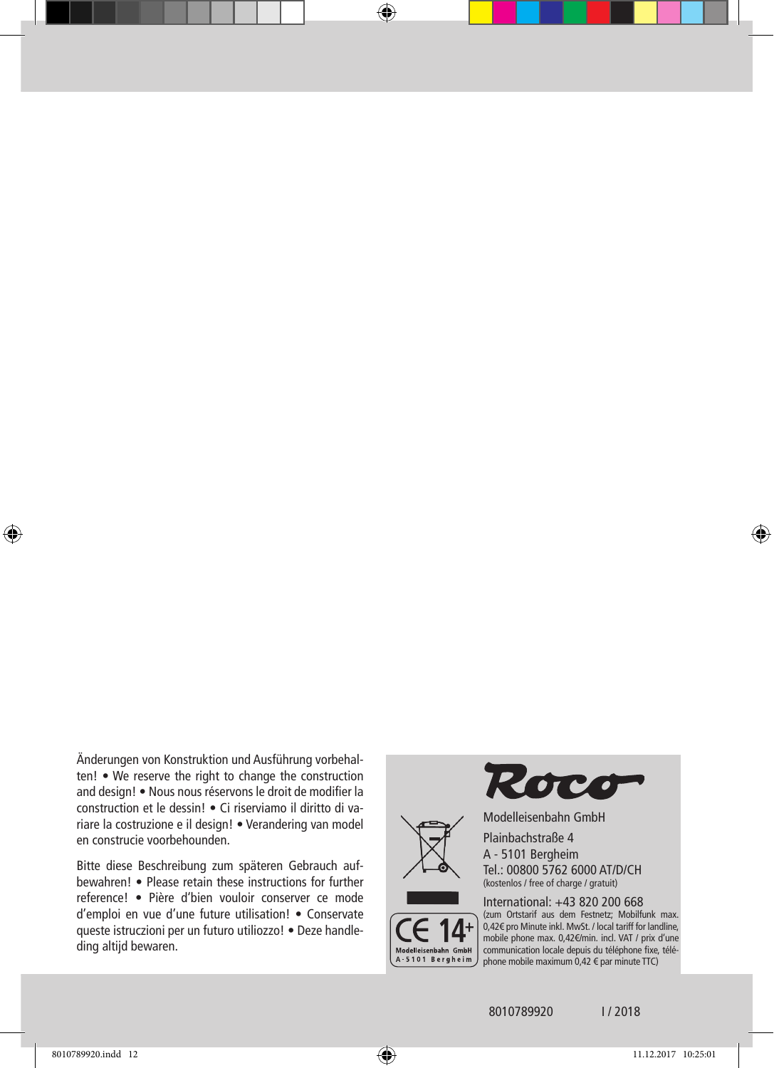Änderungen von Konstruktion und Ausführung vorbehalten! • We reserve the right to change the construction and design! • Nous nous réservons le droit de modifier la construction et le dessin! • Ci riserviamo il diritto di variare la costruzione e il design! • Verandering van model en constructie voorbehounden.

Bitte diese Beschreibung zum späteren Gebrauch aufbewahren! • Please retain these instructions for further reference! • Pière d'bien vouloir conserver ce mode d'emploi en vue d'une future utilisation! • Conservate queste istruzioni per un futuro utiliozzo! • Deze handleding altijd bewaren.

CE 14+
Modelleisenbahn GmbH
A-5101 Bergheim

Roco

Modelleisenbahn GmbH

Plainbachstraße 4
A - 5101 Bergheim
Tel.: 00800 5762 6000 AT/D/CH
(kostenlos / free of charge / gratuit)

International: +43 820 200 668
(zum Ortstarif aus dem Festnetz; Mobilfunk max. 0,42€ pro Minute inkl. MwSt. / local tariff for landline, mobile phone max. 0,42€/min. incl. VAT / prix d'une communication locale depuis du téléphone fixe, téléphone mobile maximum 0,42 € par minute TTC)

8010789920 I / 2018